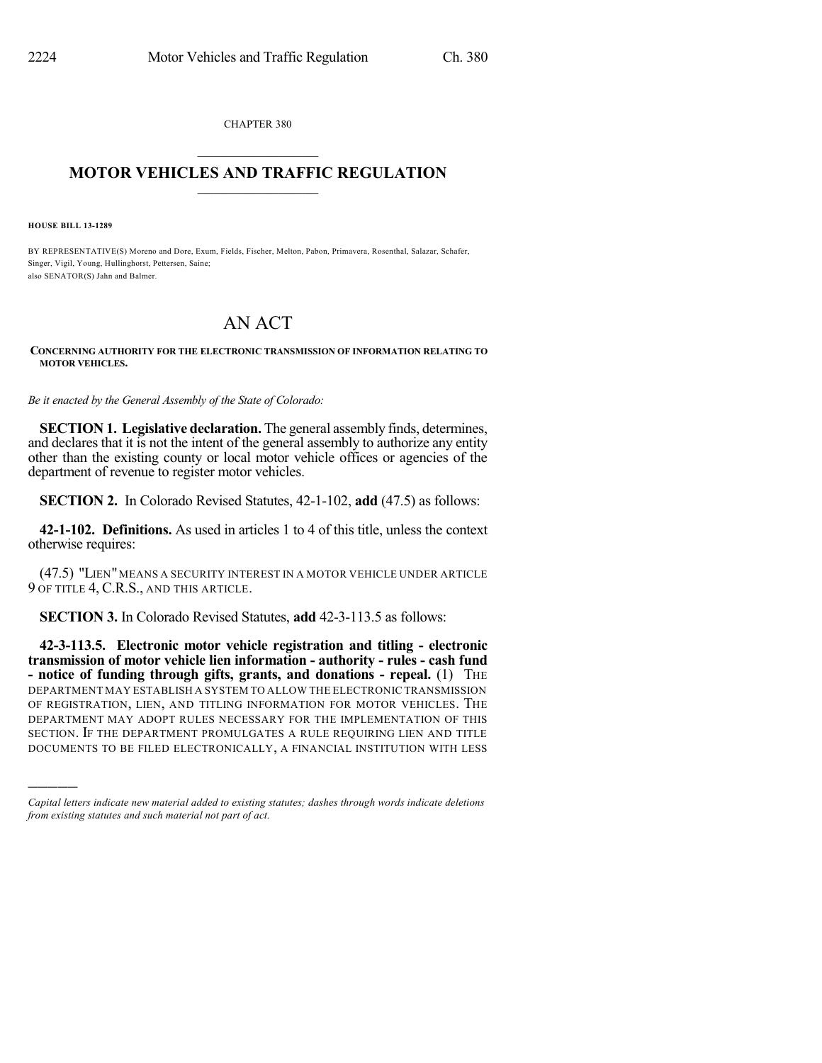CHAPTER 380

# MOTOR VEHICLES AND TRAFFIC REGULATION

**HOUSE BILL 13-1289**

BY REPRESENTATIVE(S) Moreno and Dore, Exum, Fields, Fischer, Melton, Pabon, Primavera, Rosenthal, Salazar, Schafer, Singer, Vigil, Young, Hullinghorst, Pettersen, Saine;
also SENATOR(S) Jahn and Balmer.

# AN ACT

**CONCERNING AUTHORITY FOR THE ELECTRONIC TRANSMISSION OF INFORMATION RELATING TO MOTOR VEHICLES.**

*Be it enacted by the General Assembly of the State of Colorado:*

**SECTION 1. Legislative declaration.** The general assembly finds, determines, and declares that it is not the intent of the general assembly to authorize any entity other than the existing county or local motor vehicle offices or agencies of the department of revenue to register motor vehicles.

**SECTION 2.** In Colorado Revised Statutes, 42-1-102, **add** (47.5) as follows:

**42-1-102. Definitions.** As used in articles 1 to 4 of this title, unless the context otherwise requires:

(47.5) "LIEN" MEANS A SECURITY INTEREST IN A MOTOR VEHICLE UNDER ARTICLE 9 OF TITLE 4, C.R.S., AND THIS ARTICLE.

**SECTION 3.** In Colorado Revised Statutes, **add** 42-3-113.5 as follows:

**42-3-113.5. Electronic motor vehicle registration and titling - electronic transmission of motor vehicle lien information - authority - rules - cash fund - notice of funding through gifts, grants, and donations - repeal.** (1) THE DEPARTMENT MAY ESTABLISH A SYSTEM TO ALLOW THE ELECTRONIC TRANSMISSION OF REGISTRATION, LIEN, AND TITLING INFORMATION FOR MOTOR VEHICLES. THE DEPARTMENT MAY ADOPT RULES NECESSARY FOR THE IMPLEMENTATION OF THIS SECTION. IF THE DEPARTMENT PROMULGATES A RULE REQUIRING LIEN AND TITLE DOCUMENTS TO BE FILED ELECTRONICALLY, A FINANCIAL INSTITUTION WITH LESS

---

*Capital letters indicate new material added to existing statutes; dashes through words indicate deletions from existing statutes and such material not part of act.*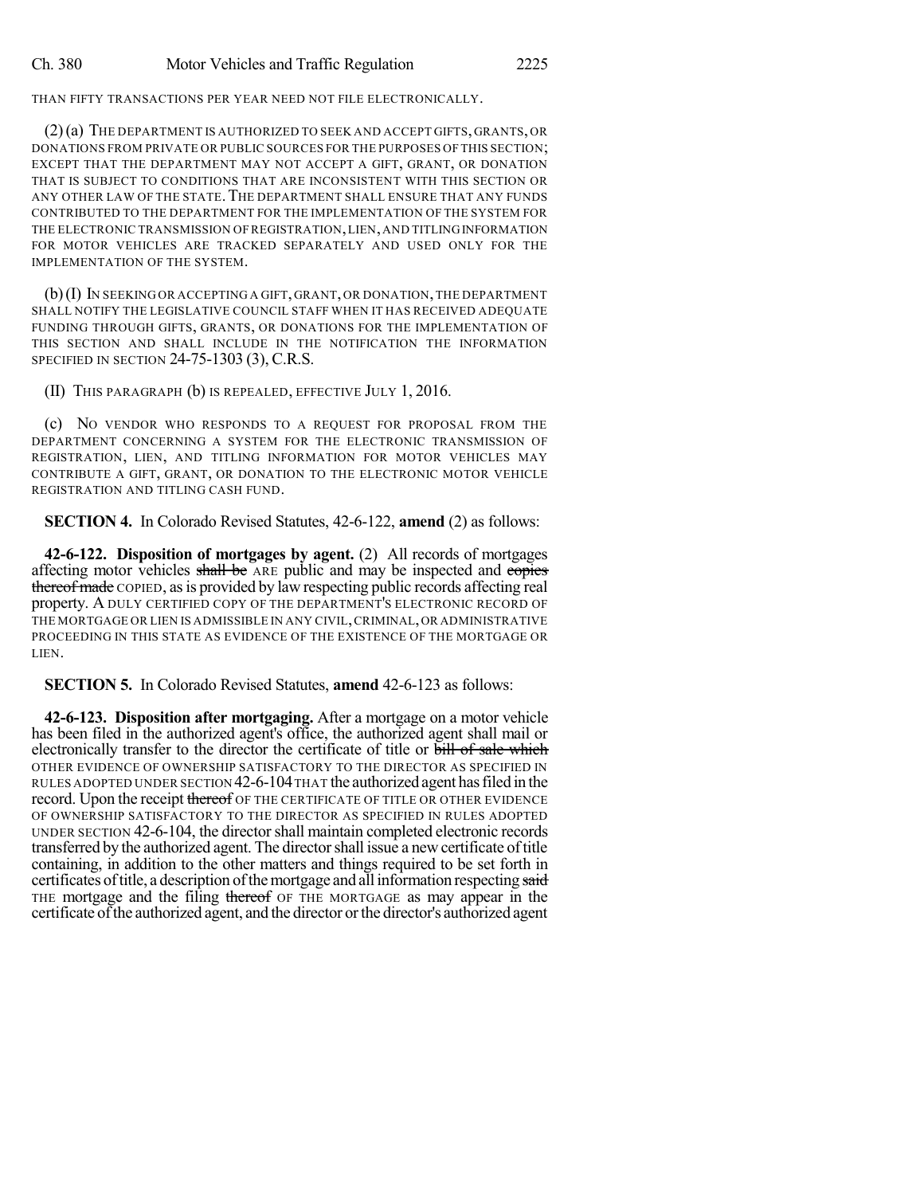THAN FIFTY TRANSACTIONS PER YEAR NEED NOT FILE ELECTRONICALLY.

(2) (a) THE DEPARTMENT IS AUTHORIZED TO SEEK AND ACCEPT GIFTS, GRANTS, OR DONATIONS FROM PRIVATE OR PUBLIC SOURCES FOR THE PURPOSES OF THIS SECTION; EXCEPT THAT THE DEPARTMENT MAY NOT ACCEPT A GIFT, GRANT, OR DONATION THAT IS SUBJECT TO CONDITIONS THAT ARE INCONSISTENT WITH THIS SECTION OR ANY OTHER LAW OF THE STATE. THE DEPARTMENT SHALL ENSURE THAT ANY FUNDS CONTRIBUTED TO THE DEPARTMENT FOR THE IMPLEMENTATION OF THE SYSTEM FOR THE ELECTRONIC TRANSMISSION OF REGISTRATION, LIEN, AND TITLING INFORMATION FOR MOTOR VEHICLES ARE TRACKED SEPARATELY AND USED ONLY FOR THE IMPLEMENTATION OF THE SYSTEM.

(b) (I) IN SEEKING OR ACCEPTING A GIFT, GRANT, OR DONATION, THE DEPARTMENT SHALL NOTIFY THE LEGISLATIVE COUNCIL STAFF WHEN IT HAS RECEIVED ADEQUATE FUNDING THROUGH GIFTS, GRANTS, OR DONATIONS FOR THE IMPLEMENTATION OF THIS SECTION AND SHALL INCLUDE IN THE NOTIFICATION THE INFORMATION SPECIFIED IN SECTION 24-75-1303 (3), C.R.S.

(II) THIS PARAGRAPH (b) IS REPEALED, EFFECTIVE JULY 1, 2016.

(c) NO VENDOR WHO RESPONDS TO A REQUEST FOR PROPOSAL FROM THE DEPARTMENT CONCERNING A SYSTEM FOR THE ELECTRONIC TRANSMISSION OF REGISTRATION, LIEN, AND TITLING INFORMATION FOR MOTOR VEHICLES MAY CONTRIBUTE A GIFT, GRANT, OR DONATION TO THE ELECTRONIC MOTOR VEHICLE REGISTRATION AND TITLING CASH FUND.

**SECTION 4.** In Colorado Revised Statutes, 42-6-122, **amend** (2) as follows:

**42-6-122. Disposition of mortgages by agent.** (2) All records of mortgages affecting motor vehicles ~~shall be~~ ARE public and may be inspected and ~~copies thereof made~~ COPIED, as is provided by law respecting public records affecting real property. A DULY CERTIFIED COPY OF THE DEPARTMENT'S ELECTRONIC RECORD OF THE MORTGAGE OR LIEN IS ADMISSIBLE IN ANY CIVIL, CRIMINAL, OR ADMINISTRATIVE PROCEEDING IN THIS STATE AS EVIDENCE OF THE EXISTENCE OF THE MORTGAGE OR LIEN.

**SECTION 5.** In Colorado Revised Statutes, **amend** 42-6-123 as follows:

**42-6-123. Disposition after mortgaging.** After a mortgage on a motor vehicle has been filed in the authorized agent's office, the authorized agent shall mail or electronically transfer to the director the certificate of title or ~~bill of sale which~~ OTHER EVIDENCE OF OWNERSHIP SATISFACTORY TO THE DIRECTOR AS SPECIFIED IN RULES ADOPTED UNDER SECTION 42-6-104 THAT the authorized agent has filed in the record. Upon the receipt ~~thereof~~ OF THE CERTIFICATE OF TITLE OR OTHER EVIDENCE OF OWNERSHIP SATISFACTORY TO THE DIRECTOR AS SPECIFIED IN RULES ADOPTED UNDER SECTION 42-6-104, the director shall maintain completed electronic records transferred by the authorized agent. The director shall issue a new certificate of title containing, in addition to the other matters and things required to be set forth in certificates of title, a description of the mortgage and all information respecting ~~said~~ THE mortgage and the filing ~~thereof~~ OF THE MORTGAGE as may appear in the certificate of the authorized agent, and the director or the director's authorized agent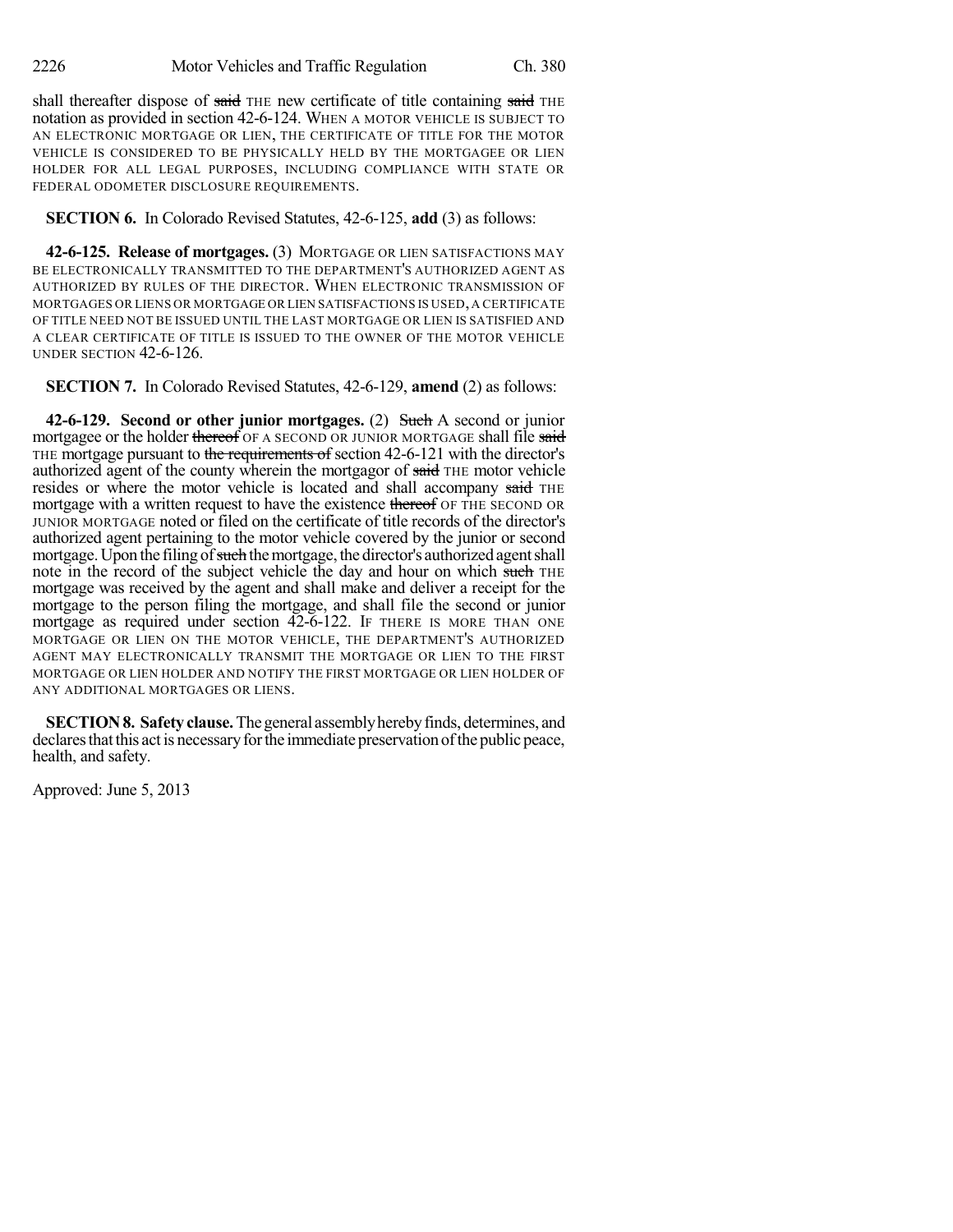shall thereafter dispose of ~~said~~ THE new certificate of title containing ~~said~~ THE notation as provided in section 42-6-124. WHEN A MOTOR VEHICLE IS SUBJECT TO AN ELECTRONIC MORTGAGE OR LIEN, THE CERTIFICATE OF TITLE FOR THE MOTOR VEHICLE IS CONSIDERED TO BE PHYSICALLY HELD BY THE MORTGAGEE OR LIEN HOLDER FOR ALL LEGAL PURPOSES, INCLUDING COMPLIANCE WITH STATE OR FEDERAL ODOMETER DISCLOSURE REQUIREMENTS.

**SECTION 6.** In Colorado Revised Statutes, 42-6-125, **add** (3) as follows:

**42-6-125. Release of mortgages.** (3) MORTGAGE OR LIEN SATISFACTIONS MAY BE ELECTRONICALLY TRANSMITTED TO THE DEPARTMENT'S AUTHORIZED AGENT AS AUTHORIZED BY RULES OF THE DIRECTOR. WHEN ELECTRONIC TRANSMISSION OF MORTGAGES OR LIENS OR MORTGAGE OR LIEN SATISFACTIONS IS USED, A CERTIFICATE OF TITLE NEED NOT BE ISSUED UNTIL THE LAST MORTGAGE OR LIEN IS SATISFIED AND A CLEAR CERTIFICATE OF TITLE IS ISSUED TO THE OWNER OF THE MOTOR VEHICLE UNDER SECTION 42-6-126.

**SECTION 7.** In Colorado Revised Statutes, 42-6-129, **amend** (2) as follows:

**42-6-129. Second or other junior mortgages.** (2) ~~Such~~ A second or junior mortgagee or the holder ~~thereof~~ OF A SECOND OR JUNIOR MORTGAGE shall file ~~said~~ THE mortgage pursuant to ~~the requirements of~~ section 42-6-121 with the director's authorized agent of the county wherein the mortgagor of ~~said~~ THE motor vehicle resides or where the motor vehicle is located and shall accompany ~~said~~ THE mortgage with a written request to have the existence ~~thereof~~ OF THE SECOND OR JUNIOR MORTGAGE noted or filed on the certificate of title records of the director's authorized agent pertaining to the motor vehicle covered by the junior or second mortgage. Upon the filing of ~~such~~ the mortgage, the director's authorized agent shall note in the record of the subject vehicle the day and hour on which ~~such~~ THE mortgage was received by the agent and shall make and deliver a receipt for the mortgage to the person filing the mortgage, and shall file the second or junior mortgage as required under section 42-6-122. IF THERE IS MORE THAN ONE MORTGAGE OR LIEN ON THE MOTOR VEHICLE, THE DEPARTMENT'S AUTHORIZED AGENT MAY ELECTRONICALLY TRANSMIT THE MORTGAGE OR LIEN TO THE FIRST MORTGAGE OR LIEN HOLDER AND NOTIFY THE FIRST MORTGAGE OR LIEN HOLDER OF ANY ADDITIONAL MORTGAGES OR LIENS.

**SECTION 8. Safety clause.** The general assembly hereby finds, determines, and declares that this act is necessary for the immediate preservation of the public peace, health, and safety.

Approved: June 5, 2013